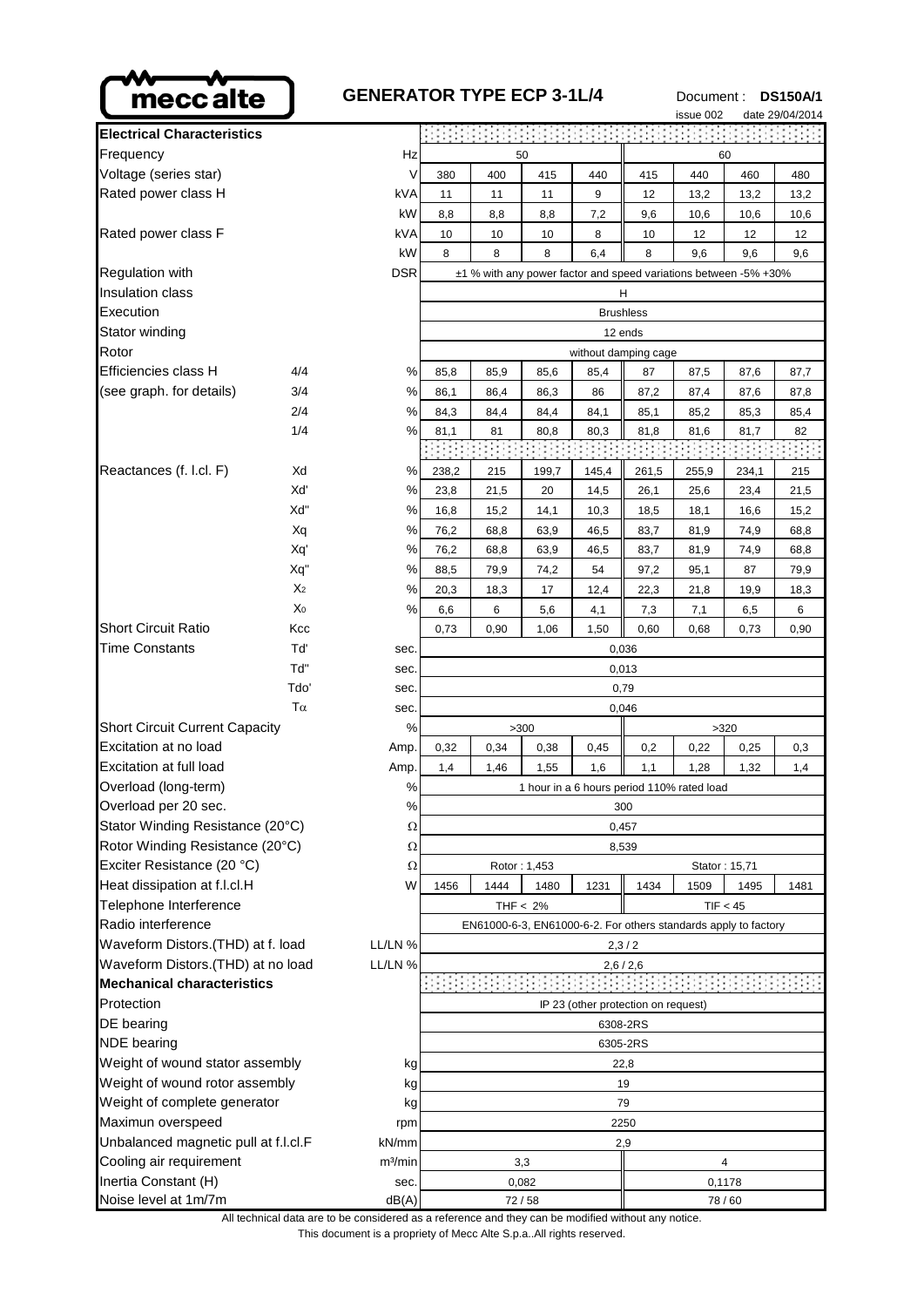# GENERATOR TYPE ECP 3-1L/4

Document : **DS150A/1**
issue 002 date 29/04/2014

| **Electrical Characteristics** | | | | | | | | | | |
|---|---|---|---|---|---|---|---|---|---|---|
| Frequency | | Hz | 50 | | | | 60 | | | |
| Voltage (series star) | | V | 380 | 400 | 415 | 440 | 415 | 440 | 460 | 480 |
| Rated power class H | | kVA | 11 | 11 | 11 | 9 | 12 | 13,2 | 13,2 | 13,2 |
| | | kW | 8,8 | 8,8 | 8,8 | 7,2 | 9,6 | 10,6 | 10,6 | 10,6 |
| Rated power class F | | kVA | 10 | 10 | 10 | 8 | 10 | 12 | 12 | 12 |
| | | kW | 8 | 8 | 8 | 6,4 | 8 | 9,6 | 9,6 | 9,6 |
| Regulation with | | DSR | ±1 % with any power factor and speed variations between -5% +30% | | | | | | | |
| Insulation class | | | H | | | | | | | |
| Execution | | | Brushless | | | | | | | |
| Stator winding | | | 12 ends | | | | | | | |
| Rotor | | | without damping cage | | | | | | | |
| Efficiencies class H | 4/4 | % | 85,8 | 85,9 | 85,6 | 85,4 | 87 | 87,5 | 87,6 | 87,7 |
| (see graph. for details) | 3/4 | % | 86,1 | 86,4 | 86,3 | 86 | 87,2 | 87,4 | 87,6 | 87,8 |
| | 2/4 | % | 84,3 | 84,4 | 84,4 | 84,1 | 85,1 | 85,2 | 85,3 | 85,4 |
| | 1/4 | % | 81,1 | 81 | 80,8 | 80,3 | 81,8 | 81,6 | 81,7 | 82 |
| Reactances (f. l.cl. F) | Xd | % | 238,2 | 215 | 199,7 | 145,4 | 261,5 | 255,9 | 234,1 | 215 |
| | Xd' | % | 23,8 | 21,5 | 20 | 14,5 | 26,1 | 25,6 | 23,4 | 21,5 |
| | Xd" | % | 16,8 | 15,2 | 14,1 | 10,3 | 18,5 | 18,1 | 16,6 | 15,2 |
| | Xq | % | 76,2 | 68,8 | 63,9 | 46,5 | 83,7 | 81,9 | 74,9 | 68,8 |
| | Xq' | % | 76,2 | 68,8 | 63,9 | 46,5 | 83,7 | 81,9 | 74,9 | 68,8 |
| | Xq" | % | 88,5 | 79,9 | 74,2 | 54 | 97,2 | 95,1 | 87 | 79,9 |
| | $X_2$ | % | 20,3 | 18,3 | 17 | 12,4 | 22,3 | 21,8 | 19,9 | 18,3 |
| | $X_0$ | % | 6,6 | 6 | 5,6 | 4,1 | 7,3 | 7,1 | 6,5 | 6 |
| Short Circuit Ratio | Kcc | | 0,73 | 0,90 | 1,06 | 1,50 | 0,60 | 0,68 | 0,73 | 0,90 |
| Time Constants | Td' | sec. | 0,036 | | | | | | | |
| | Td" | sec. | 0,013 | | | | | | | |
| | Tdo' | sec. | 0,79 | | | | | | | |
| | $T\alpha$ | sec. | 0,046 | | | | | | | |
| Short Circuit Current Capacity | | % | >300 | | | | >320 | | | |
| Excitation at no load | | Amp. | 0,32 | 0,34 | 0,38 | 0,45 | 0,2 | 0,22 | 0,25 | 0,3 |
| Excitation at full load | | Amp. | 1,4 | 1,46 | 1,55 | 1,6 | 1,1 | 1,28 | 1,32 | 1,4 |
| Overload (long-term) | | % | 1 hour in a 6 hours period 110% rated load | | | | | | | |
| Overload per 20 sec. | | % | 300 | | | | | | | |
| Stator Winding Resistance (20°C) | | Ω | 0,457 | | | | | | | |
| Rotor Winding Resistance (20°C) | | Ω | 8,539 | | | | | | | |
| Exciter Resistance (20 °C) | | Ω | Rotor : 1,453 | | | | Stator : 15,71 | | | |
| Heat dissipation at f.l.cl.H | | W | 1456 | 1444 | 1480 | 1231 | 1434 | 1509 | 1495 | 1481 |
| Telephone Interference | | | THF < 2% | | | | TIF < 45 | | | |
| Radio interference | | | EN61000-6-3, EN61000-6-2. For others standards apply to factory | | | | | | | |
| Waveform Distors.(THD) at f. load | | LL/LN % | 2,3 / 2 | | | | | | | |
| Waveform Distors.(THD) at no load | | LL/LN % | 2,6 / 2,6 | | | | | | | |
| **Mechanical characteristics** | | | | | | | | | | |
| Protection | | | IP 23 (other protection on request) | | | | | | | |
| DE bearing | | | 6308-2RS | | | | | | | |
| NDE bearing | | | 6305-2RS | | | | | | | |
| Weight of wound stator assembly | | kg | 22,8 | | | | | | | |
| Weight of wound rotor assembly | | kg | 19 | | | | | | | |
| Weight of complete generator | | kg | 79 | | | | | | | |
| Maximun overspeed | | rpm | 2250 | | | | | | | |
| Unbalanced magnetic pull at f.l.cl.F | | kN/mm | 2,9 | | | | | | | |
| Cooling air requirement | | $m^3/min$ | 3,3 | | | | 4 | | | |
| Inertia Constant (H) | | sec. | 0,082 | | | | 0,1178 | | | |
| Noise level at 1m/7m | | dB(A) | 72 / 58 | | | | 78 / 60 | | | |

All technical data are to be considered as a reference and they can be modified without any notice.
This document is a propriety of Mecc Alte S.p.a..All rights reserved.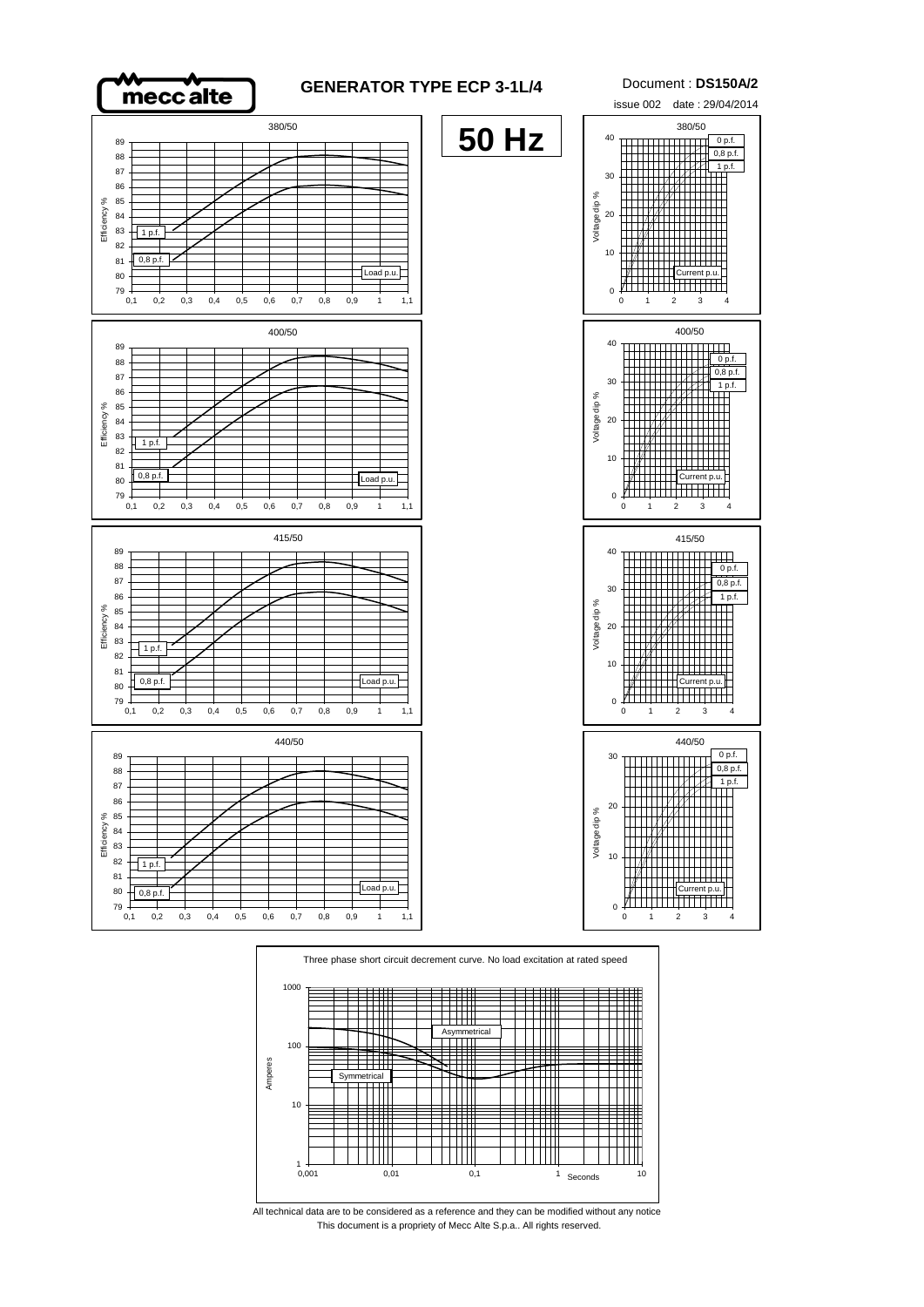**GENERATOR TYPE ECP 3-1L/4**

Document : **DS150A/2**

issue 002 date : 29/04/2014

# 50 Hz

380/50

Efficiency % — 1 p.f. — 0,8 p.f. — Load p.u.

Voltage dip % — 0 p.f. — 0,8 p.f. — 1 p.f. — Current p.u.

400/50

Efficiency % — 1 p.f. — 0,8 p.f. — Load p.u.

Voltage dip % — 0 p.f. — 0,8 p.f. — 1 p.f. — Current p.u.

415/50

Efficiency % — 1 p.f. — 0,8 p.f. — Load p.u.

Voltage dip % — 0 p.f. — 0,8 p.f. — 1 p.f. — Current p.u.

440/50

Efficiency % — 1 p.f. — 0,8 p.f. — Load p.u.

Voltage dip % — 0 p.f. — 0,8 p.f. — 1 p.f. — Current p.u.

Three phase short circuit decrement curve. No load excitation at rated speed

Amperes — Asymmetrical — Symmetrical — Seconds

All technical data are to be considered as a reference and they can be modified without any notice

This document is a propriety of Mecc Alte S.p.a.. All rights reserved.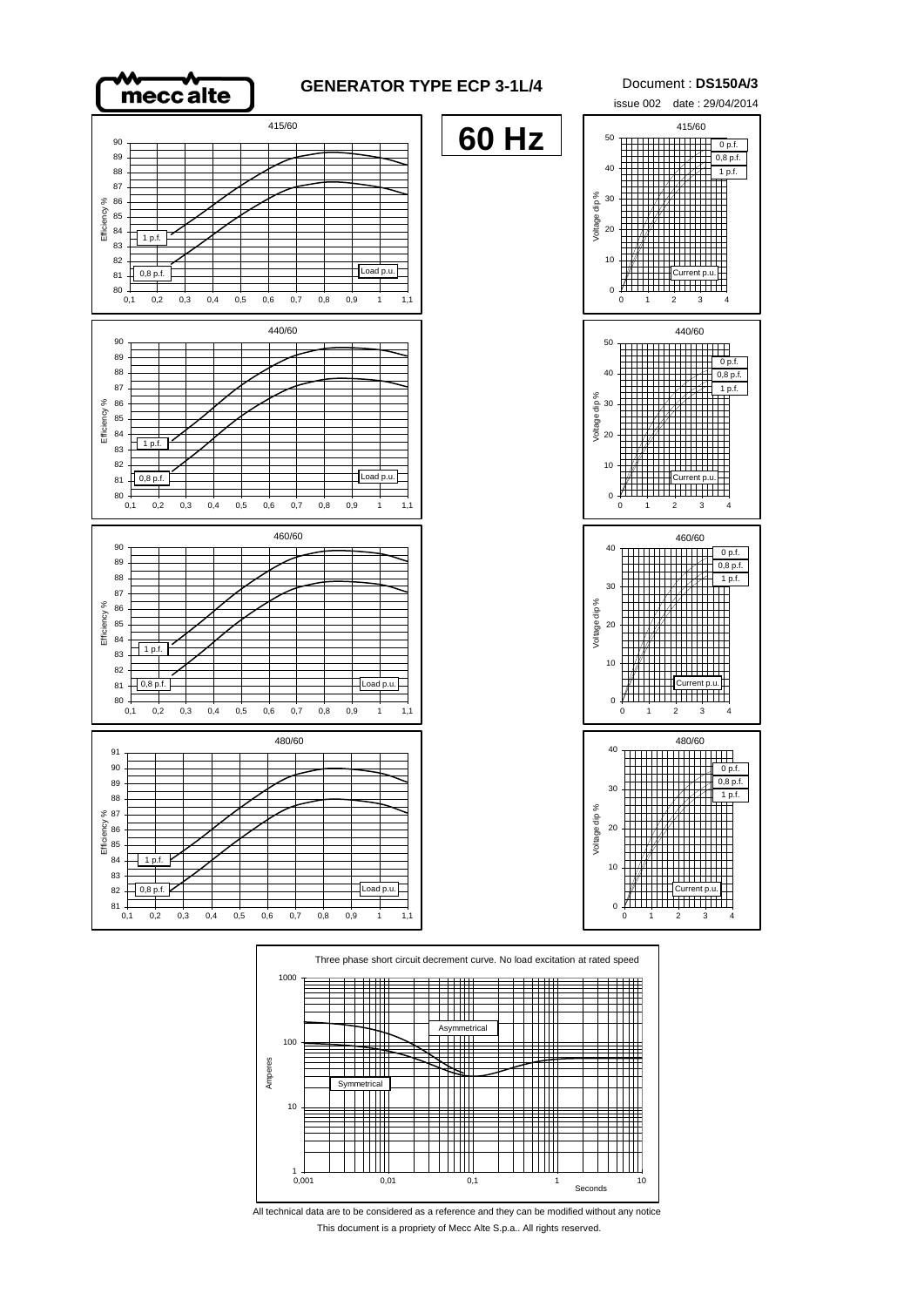# GENERATOR TYPE ECP 3-1L/4

Document : **DS150A/3**

issue 002 date : 29/04/2014

## 60 Hz

**415/60** — Efficiency % vs Load p.u. (curves: 1 p.f., 0,8 p.f.)

**415/60** — Voltage dip % vs Current p.u. (curves: 0 p.f., 0,8 p.f., 1 p.f.)

**440/60** — Efficiency % vs Load p.u. (curves: 1 p.f., 0,8 p.f.)

**440/60** — Voltage dip % vs Current p.u. (curves: 0 p.f., 0,8 p.f., 1 p.f.)

**460/60** — Efficiency % vs Load p.u. (curves: 1 p.f., 0,8 p.f.)

**460/60** — Voltage dip % vs Current p.u. (curves: 0 p.f., 0,8 p.f., 1 p.f.)

**480/60** — Efficiency % vs Load p.u. (curves: 1 p.f., 0,8 p.f.)

**480/60** — Voltage dip % vs Current p.u. (curves: 0 p.f., 0,8 p.f., 1 p.f.)

**Three phase short circuit decrement curve. No load excitation at rated speed** — Amperes vs Seconds (curves: Asymmetrical, Symmetrical)

All technical data are to be considered as a reference and they can be modified without any notice

This document is a propriety of Mecc Alte S.p.a.. All rights reserved.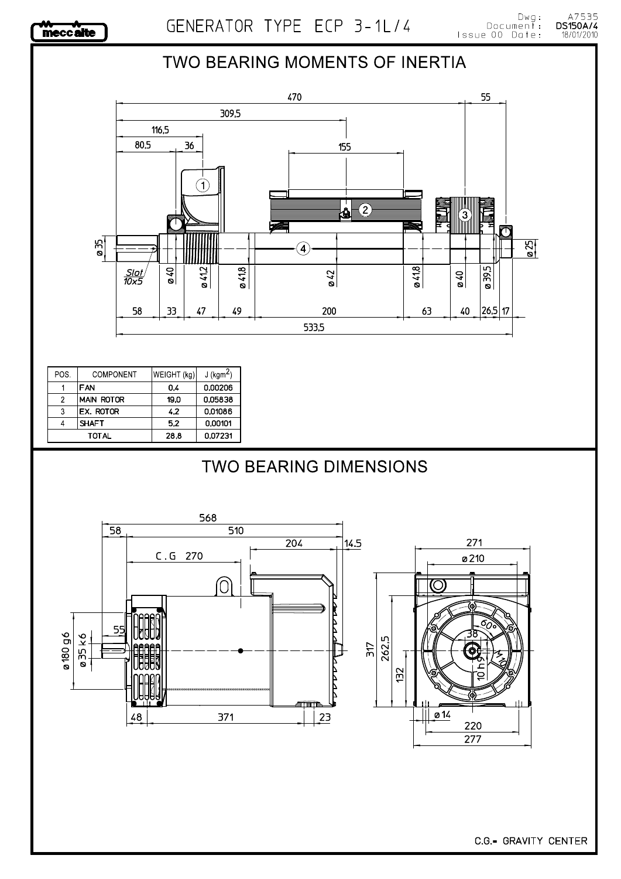# GENERATOR TYPE ECP 3-1L/4

Dwg: A7535
Document: DS150A/4
Issue 00 Date: 18/01/2010

## TWO BEARING MOMENTS OF INERTIA

| POS. | COMPONENT | WEIGHT (kg) | J ($kgm^2$) |
|---|---|---|---|
| 1 | FAN | 0,4 | 0,00206 |
| 2 | MAIN ROTOR | 19,0 | 0,05838 |
| 3 | EX. ROTOR | 4,2 | 0,01086 |
| 4 | SHAFT | 5,2 | 0,00101 |
| TOTAL | | 28,8 | 0,07231 |

## TWO BEARING DIMENSIONS

C.G.= GRAVITY CENTER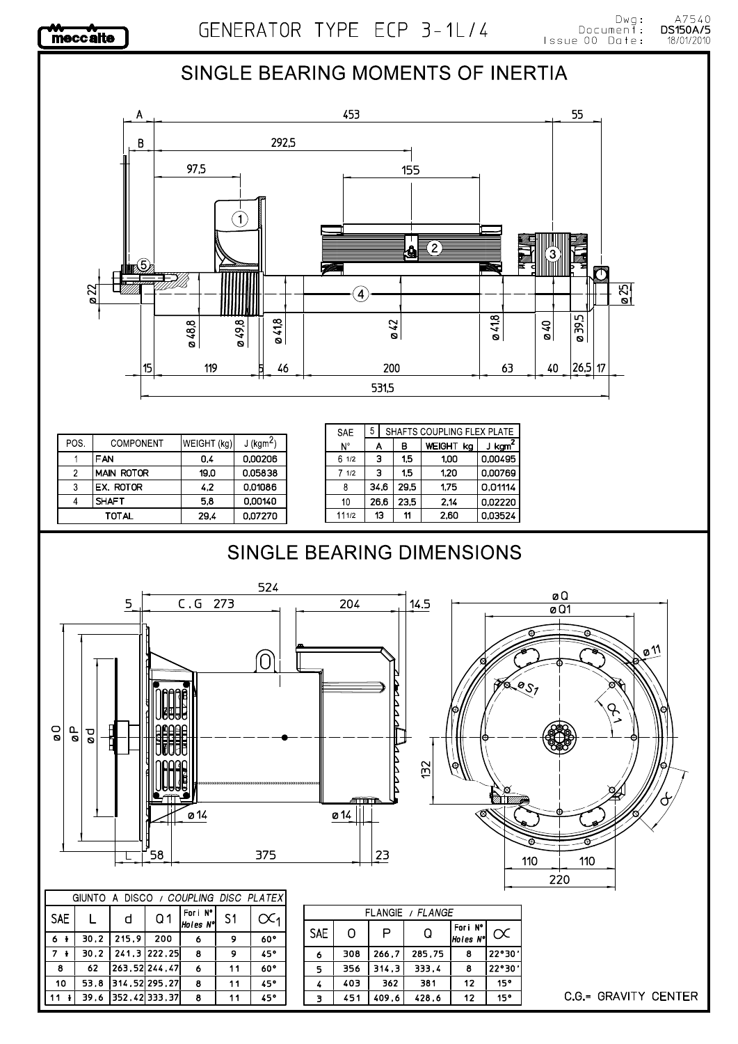# GENERATOR TYPE ECP 3-1L/4

Dwg: A7540
Document: DS150A/5
Issue 00 Date: 18/01/2010

## SINGLE BEARING MOMENTS OF INERTIA

A
B
453
55
292,5
97,5
155
1
2
3
5
4
ø22
ø48,8
ø49,8
ø41,8
ø42
ø41,8
ø40
ø39,5
ø25
15
119
5
46
200
63
40
26,5
17
531,5

| POS. | COMPONENT | WEIGHT (kg) | J ($kgm^2$) |
|---|---|---|---|
| 1 | FAN | 0,4 | 0,00206 |
| 2 | MAIN ROTOR | 19,0 | 0,05838 |
| 3 | EX. ROTOR | 4,2 | 0,01086 |
| 4 | SHAFT | 5,8 | 0,00140 |
| | TOTAL | 29,4 | 0,07270 |

| SAE | 5 SHAFTS COUPLING FLEX PLATE | | | |
|---|---|---|---|---|
| N° | A | B | WEIGHT kg | J $kgm^2$ |
| 6 1/2 | 3 | 1,5 | 1,00 | 0,00495 |
| 7 1/2 | 3 | 1,5 | 1,20 | 0,00769 |
| 8 | 34,6 | 29,5 | 1,75 | 0,01114 |
| 10 | 26,6 | 23,5 | 2,14 | 0,02220 |
| 11 1/2 | 13 | 11 | 2,60 | 0,03524 |

## SINGLE BEARING DIMENSIONS

524
5
C.G 273
204
14.5
øO
øP
ød
ø14
ø14
L
58
375
23
132
øQ
øQ1
ø11
øS1
$\alpha_1$
$\alpha$
110
110
220

| GIUNTO A DISCO / *COUPLING DISC PLATEX* | | | | | | |
|---|---|---|---|---|---|---|
| SAE | L | d | Q1 | Fori N° *Holes N°* | S1 | $\alpha_1$ |
| 6 ½ | 30,2 | 215,9 | 200 | 6 | 9 | 60° |
| 7 ½ | 30,2 | 241,3 | 222,25 | 8 | 9 | 45° |
| 8 | 62 | 263,52 | 244,47 | 6 | 11 | 60° |
| 10 | 53,8 | 314,52 | 295,27 | 8 | 11 | 45° |
| 11 ½ | 39,6 | 352,42 | 333,37 | 8 | 11 | 45° |

| FLANGIE / *FLANGE* | | | | | |
|---|---|---|---|---|---|
| SAE | O | P | Q | Fori N° *Holes N°* | $\alpha$ |
| 6 | 308 | 266,7 | 285,75 | 8 | 22°30' |
| 5 | 356 | 314,3 | 333,4 | 8 | 22°30' |
| 4 | 403 | 362 | 381 | 12 | 15° |
| 3 | 451 | 409,6 | 428,6 | 12 | 15° |

C.G.= GRAVITY CENTER